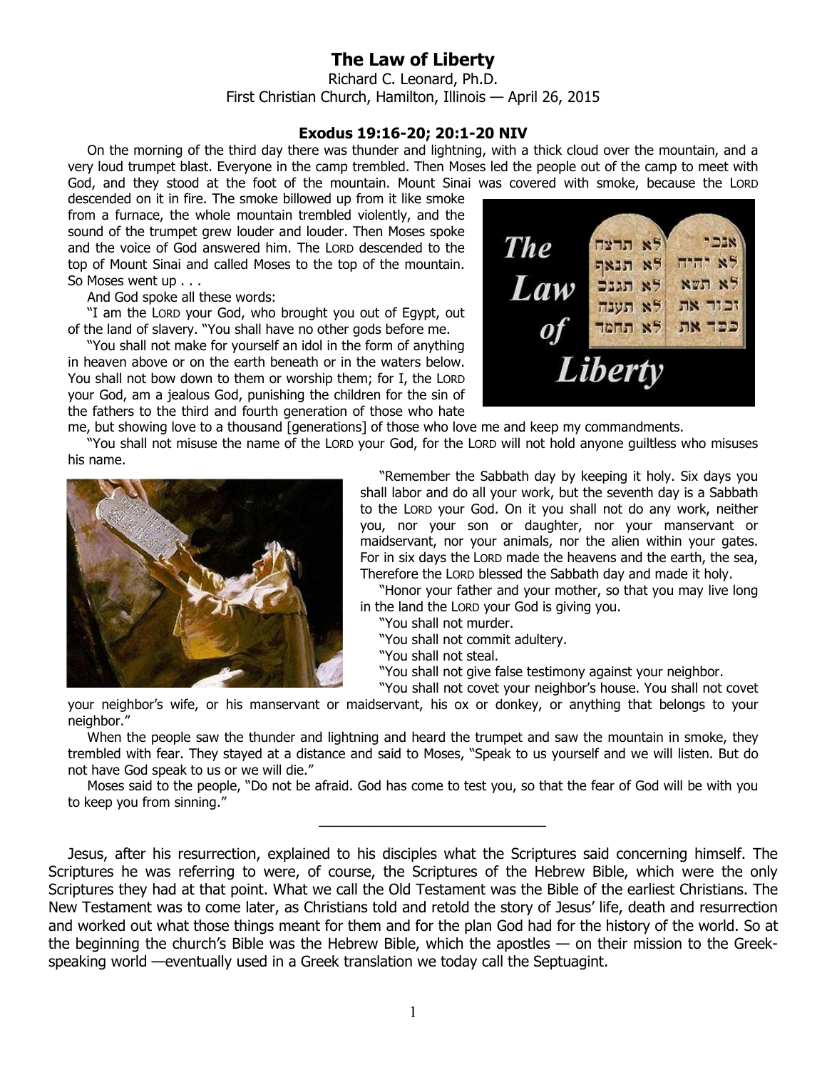# The Law of Liberty

Richard C. Leonard, Ph.D.
First Christian Church, Hamilton, Illinois — April 26, 2015

### Exodus 19:16-20; 20:1-20 NIV

On the morning of the third day there was thunder and lightning, with a thick cloud over the mountain, and a very loud trumpet blast. Everyone in the camp trembled. Then Moses led the people out of the camp to meet with God, and they stood at the foot of the mountain. Mount Sinai was covered with smoke, because the LORD descended on it in fire. The smoke billowed up from it like smoke from a furnace, the whole mountain trembled violently, and the sound of the trumpet grew louder and louder. Then Moses spoke and the voice of God answered him. The LORD descended to the top of Mount Sinai and called Moses to the top of the mountain. So Moses went up . . .

And God spoke all these words:

"I am the LORD your God, who brought you out of Egypt, out of the land of slavery. "You shall have no other gods before me.

"You shall not make for yourself an idol in the form of anything in heaven above or on the earth beneath or in the waters below. You shall not bow down to them or worship them; for I, the LORD your God, am a jealous God, punishing the children for the sin of the fathers to the third and fourth generation of those who hate me, but showing love to a thousand [generations] of those who love me and keep my commandments.

"You shall not misuse the name of the LORD your God, for the LORD will not hold anyone guiltless who misuses his name.

"Remember the Sabbath day by keeping it holy. Six days you shall labor and do all your work, but the seventh day is a Sabbath to the LORD your God. On it you shall not do any work, neither you, nor your son or daughter, nor your manservant or maidservant, nor your animals, nor the alien within your gates. For in six days the LORD made the heavens and the earth, the sea, Therefore the LORD blessed the Sabbath day and made it holy.

"Honor your father and your mother, so that you may live long in the land the LORD your God is giving you.

"You shall not murder.

"You shall not commit adultery.

"You shall not steal.

"You shall not give false testimony against your neighbor.

"You shall not covet your neighbor's house. You shall not covet your neighbor's wife, or his manservant or maidservant, his ox or donkey, or anything that belongs to your neighbor."

When the people saw the thunder and lightning and heard the trumpet and saw the mountain in smoke, they trembled with fear. They stayed at a distance and said to Moses, "Speak to us yourself and we will listen. But do not have God speak to us or we will die."

Moses said to the people, "Do not be afraid. God has come to test you, so that the fear of God will be with you to keep you from sinning."

---

Jesus, after his resurrection, explained to his disciples what the Scriptures said concerning himself. The Scriptures he was referring to were, of course, the Scriptures of the Hebrew Bible, which were the only Scriptures they had at that point. What we call the Old Testament was the Bible of the earliest Christians. The New Testament was to come later, as Christians told and retold the story of Jesus' life, death and resurrection and worked out what those things meant for them and for the plan God had for the history of the world. So at the beginning the church's Bible was the Hebrew Bible, which the apostles — on their mission to the Greek-speaking world —eventually used in a Greek translation we today call the Septuagint.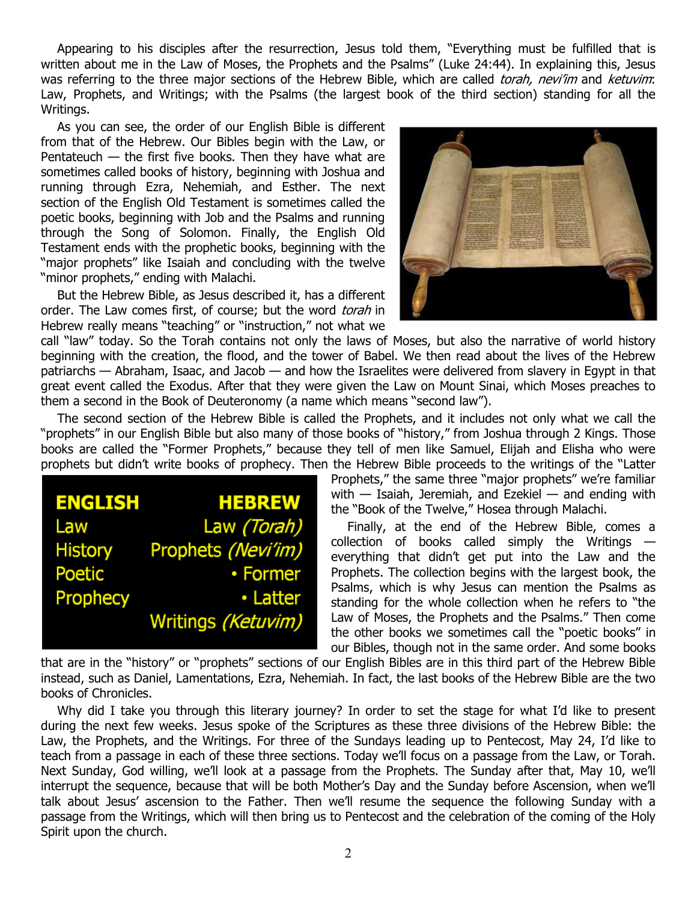Appearing to his disciples after the resurrection, Jesus told them, "Everything must be fulfilled that is written about me in the Law of Moses, the Prophets and the Psalms" (Luke 24:44). In explaining this, Jesus was referring to the three major sections of the Hebrew Bible, which are called *torah, nevi'im* and *ketuvim*: Law, Prophets, and Writings; with the Psalms (the largest book of the third section) standing for all the Writings.

As you can see, the order of our English Bible is different from that of the Hebrew. Our Bibles begin with the Law, or Pentateuch — the first five books. Then they have what are sometimes called books of history, beginning with Joshua and running through Ezra, Nehemiah, and Esther. The next section of the English Old Testament is sometimes called the poetic books, beginning with Job and the Psalms and running through the Song of Solomon. Finally, the English Old Testament ends with the prophetic books, beginning with the "major prophets" like Isaiah and concluding with the twelve "minor prophets," ending with Malachi.

But the Hebrew Bible, as Jesus described it, has a different order. The Law comes first, of course; but the word *torah* in Hebrew really means "teaching" or "instruction," not what we call "law" today. So the Torah contains not only the laws of Moses, but also the narrative of world history beginning with the creation, the flood, and the tower of Babel. We then read about the lives of the Hebrew patriarchs — Abraham, Isaac, and Jacob — and how the Israelites were delivered from slavery in Egypt in that great event called the Exodus. After that they were given the Law on Mount Sinai, which Moses preaches to them a second in the Book of Deuteronomy (a name which means "second law").

The second section of the Hebrew Bible is called the Prophets, and it includes not only what we call the "prophets" in our English Bible but also many of those books of "history," from Joshua through 2 Kings. Those books are called the "Former Prophets," because they tell of men like Samuel, Elijah and Elisha who were prophets but didn't write books of prophecy. Then the Hebrew Bible proceeds to the writings of the "Latter Prophets," the same three "major prophets" we're familiar with — Isaiah, Jeremiah, and Ezekiel — and ending with the "Book of the Twelve," Hosea through Malachi.

| **ENGLISH** | **HEBREW** |
|---|---|
| Law | Law *(Torah)* |
| History | Prophets *(Nevi'im)* |
| Poetic | • Former |
| Prophecy | • Latter |
| | Writings *(Ketuvim)* |

Finally, at the end of the Hebrew Bible, comes a collection of books called simply the Writings — everything that didn't get put into the Law and the Prophets. The collection begins with the largest book, the Psalms, which is why Jesus can mention the Psalms as standing for the whole collection when he refers to "the Law of Moses, the Prophets and the Psalms." Then come the other books we sometimes call the "poetic books" in our Bibles, though not in the same order. And some books that are in the "history" or "prophets" sections of our English Bibles are in this third part of the Hebrew Bible instead, such as Daniel, Lamentations, Ezra, Nehemiah. In fact, the last books of the Hebrew Bible are the two books of Chronicles.

Why did I take you through this literary journey? In order to set the stage for what I'd like to present during the next few weeks. Jesus spoke of the Scriptures as these three divisions of the Hebrew Bible: the Law, the Prophets, and the Writings. For three of the Sundays leading up to Pentecost, May 24, I'd like to teach from a passage in each of these three sections. Today we'll focus on a passage from the Law, or Torah. Next Sunday, God willing, we'll look at a passage from the Prophets. The Sunday after that, May 10, we'll interrupt the sequence, because that will be both Mother's Day and the Sunday before Ascension, when we'll talk about Jesus' ascension to the Father. Then we'll resume the sequence the following Sunday with a passage from the Writings, which will then bring us to Pentecost and the celebration of the coming of the Holy Spirit upon the church.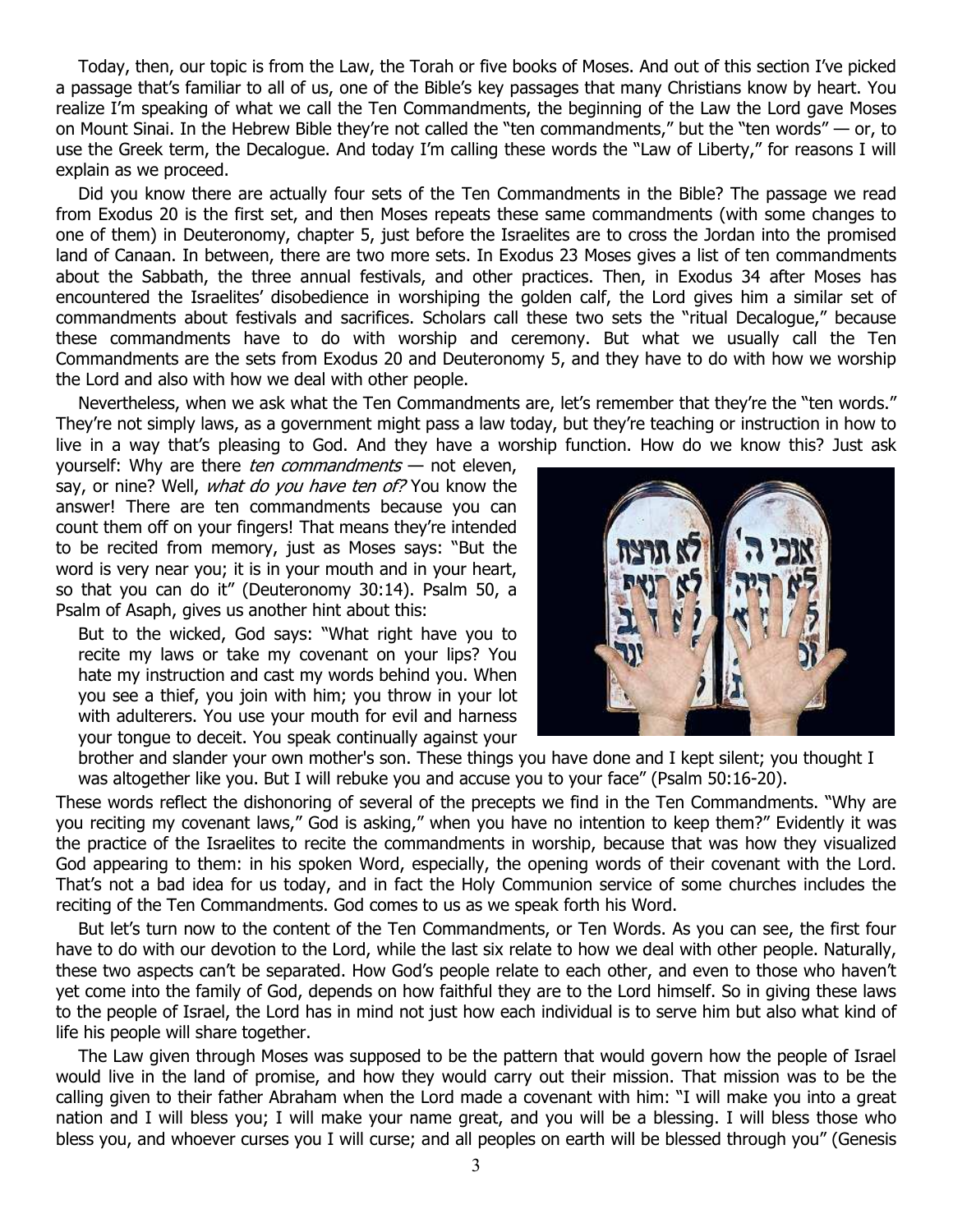Today, then, our topic is from the Law, the Torah or five books of Moses. And out of this section I've picked a passage that's familiar to all of us, one of the Bible's key passages that many Christians know by heart. You realize I'm speaking of what we call the Ten Commandments, the beginning of the Law the Lord gave Moses on Mount Sinai. In the Hebrew Bible they're not called the "ten commandments," but the "ten words" — or, to use the Greek term, the Decalogue. And today I'm calling these words the "Law of Liberty," for reasons I will explain as we proceed.

Did you know there are actually four sets of the Ten Commandments in the Bible? The passage we read from Exodus 20 is the first set, and then Moses repeats these same commandments (with some changes to one of them) in Deuteronomy, chapter 5, just before the Israelites are to cross the Jordan into the promised land of Canaan. In between, there are two more sets. In Exodus 23 Moses gives a list of ten commandments about the Sabbath, the three annual festivals, and other practices. Then, in Exodus 34 after Moses has encountered the Israelites' disobedience in worshiping the golden calf, the Lord gives him a similar set of commandments about festivals and sacrifices. Scholars call these two sets the "ritual Decalogue," because these commandments have to do with worship and ceremony. But what we usually call the Ten Commandments are the sets from Exodus 20 and Deuteronomy 5, and they have to do with how we worship the Lord and also with how we deal with other people.

Nevertheless, when we ask what the Ten Commandments are, let's remember that they're the "ten words." They're not simply laws, as a government might pass a law today, but they're teaching or instruction in how to live in a way that's pleasing to God. And they have a worship function. How do we know this? Just ask yourself: Why are there *ten commandments* — not eleven, say, or nine? Well, *what do you have ten of?* You know the answer! There are ten commandments because you can count them off on your fingers! That means they're intended to be recited from memory, just as Moses says: "But the word is very near you; it is in your mouth and in your heart, so that you can do it" (Deuteronomy 30:14). Psalm 50, a Psalm of Asaph, gives us another hint about this:

> But to the wicked, God says: "What right have you to recite my laws or take my covenant on your lips? You hate my instruction and cast my words behind you. When you see a thief, you join with him; you throw in your lot with adulterers. You use your mouth for evil and harness your tongue to deceit. You speak continually against your brother and slander your own mother's son. These things you have done and I kept silent; you thought I was altogether like you. But I will rebuke you and accuse you to your face" (Psalm 50:16-20).

These words reflect the dishonoring of several of the precepts we find in the Ten Commandments. "Why are you reciting my covenant laws," God is asking," when you have no intention to keep them?" Evidently it was the practice of the Israelites to recite the commandments in worship, because that was how they visualized God appearing to them: in his spoken Word, especially, the opening words of their covenant with the Lord. That's not a bad idea for us today, and in fact the Holy Communion service of some churches includes the reciting of the Ten Commandments. God comes to us as we speak forth his Word.

But let's turn now to the content of the Ten Commandments, or Ten Words. As you can see, the first four have to do with our devotion to the Lord, while the last six relate to how we deal with other people. Naturally, these two aspects can't be separated. How God's people relate to each other, and even to those who haven't yet come into the family of God, depends on how faithful they are to the Lord himself. So in giving these laws to the people of Israel, the Lord has in mind not just how each individual is to serve him but also what kind of life his people will share together.

The Law given through Moses was supposed to be the pattern that would govern how the people of Israel would live in the land of promise, and how they would carry out their mission. That mission was to be the calling given to their father Abraham when the Lord made a covenant with him: "I will make you into a great nation and I will bless you; I will make your name great, and you will be a blessing. I will bless those who bless you, and whoever curses you I will curse; and all peoples on earth will be blessed through you" (Genesis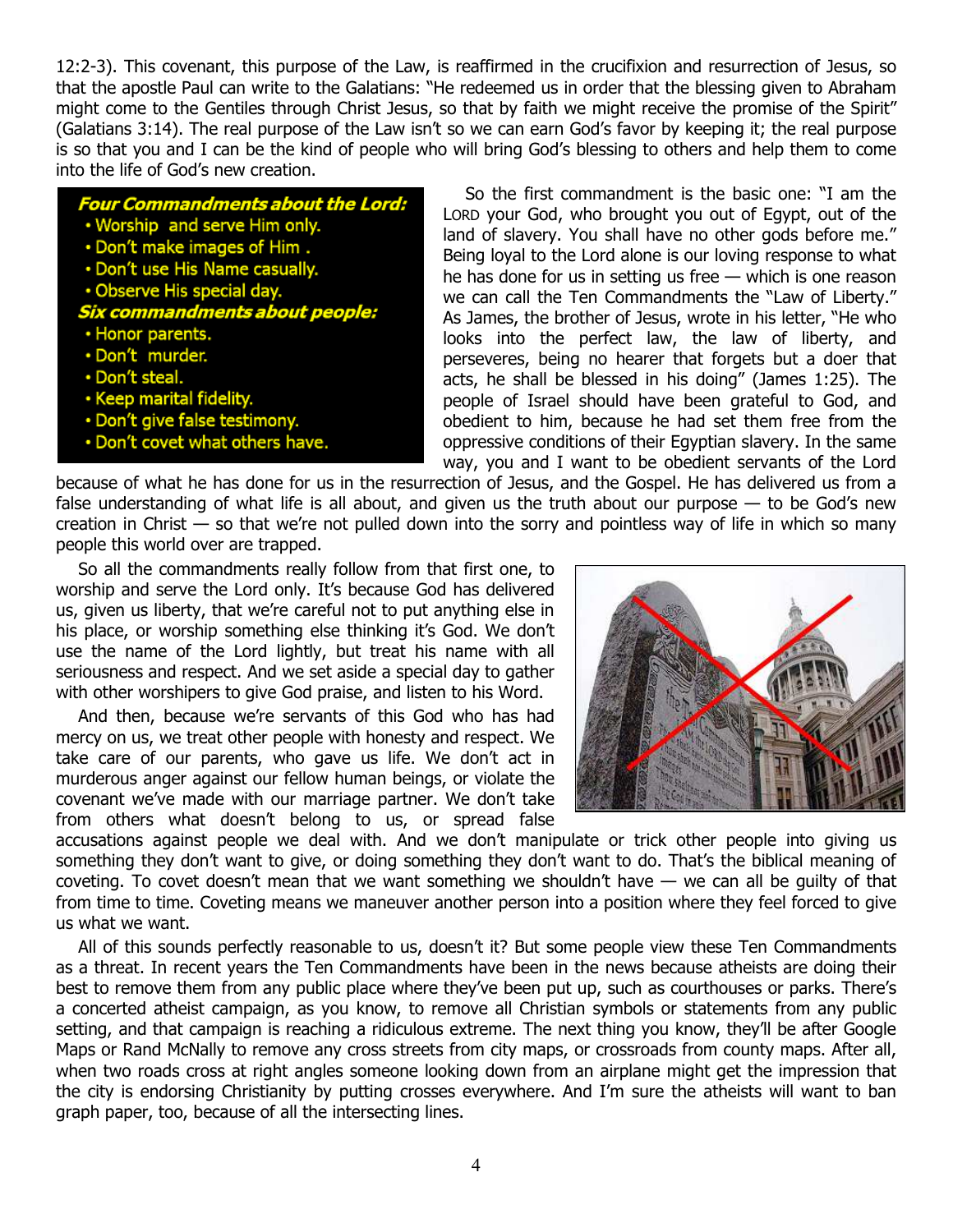12:2-3). This covenant, this purpose of the Law, is reaffirmed in the crucifixion and resurrection of Jesus, so that the apostle Paul can write to the Galatians: "He redeemed us in order that the blessing given to Abraham might come to the Gentiles through Christ Jesus, so that by faith we might receive the promise of the Spirit" (Galatians 3:14). The real purpose of the Law isn't so we can earn God's favor by keeping it; the real purpose is so that you and I can be the kind of people who will bring God's blessing to others and help them to come into the life of God's new creation.

***Four Commandments about the Lord:***
- Worship and serve Him only.
- Don't make images of Him .
- Don't use His Name casually.
- Observe His special day.

***Six commandments about people:***
- Honor parents.
- Don't murder.
- Don't steal.
- Keep marital fidelity.
- Don't give false testimony.
- Don't covet what others have.

So the first commandment is the basic one: "I am the LORD your God, who brought you out of Egypt, out of the land of slavery. You shall have no other gods before me." Being loyal to the Lord alone is our loving response to what he has done for us in setting us free — which is one reason we can call the Ten Commandments the "Law of Liberty." As James, the brother of Jesus, wrote in his letter, "He who looks into the perfect law, the law of liberty, and perseveres, being no hearer that forgets but a doer that acts, he shall be blessed in his doing" (James 1:25). The people of Israel should have been grateful to God, and obedient to him, because he had set them free from the oppressive conditions of their Egyptian slavery. In the same way, you and I want to be obedient servants of the Lord because of what he has done for us in the resurrection of Jesus, and the Gospel. He has delivered us from a false understanding of what life is all about, and given us the truth about our purpose — to be God's new creation in Christ — so that we're not pulled down into the sorry and pointless way of life in which so many people this world over are trapped.

So all the commandments really follow from that first one, to worship and serve the Lord only. It's because God has delivered us, given us liberty, that we're careful not to put anything else in his place, or worship something else thinking it's God. We don't use the name of the Lord lightly, but treat his name with all seriousness and respect. And we set aside a special day to gather with other worshipers to give God praise, and listen to his Word.

And then, because we're servants of this God who has had mercy on us, we treat other people with honesty and respect. We take care of our parents, who gave us life. We don't act in murderous anger against our fellow human beings, or violate the covenant we've made with our marriage partner. We don't take from others what doesn't belong to us, or spread false accusations against people we deal with. And we don't manipulate or trick other people into giving us something they don't want to give, or doing something they don't want to do. That's the biblical meaning of coveting. To covet doesn't mean that we want something we shouldn't have — we can all be guilty of that from time to time. Coveting means we maneuver another person into a position where they feel forced to give us what we want.

All of this sounds perfectly reasonable to us, doesn't it? But some people view these Ten Commandments as a threat. In recent years the Ten Commandments have been in the news because atheists are doing their best to remove them from any public place where they've been put up, such as courthouses or parks. There's a concerted atheist campaign, as you know, to remove all Christian symbols or statements from any public setting, and that campaign is reaching a ridiculous extreme. The next thing you know, they'll be after Google Maps or Rand McNally to remove any cross streets from city maps, or crossroads from county maps. After all, when two roads cross at right angles someone looking down from an airplane might get the impression that the city is endorsing Christianity by putting crosses everywhere. And I'm sure the atheists will want to ban graph paper, too, because of all the intersecting lines.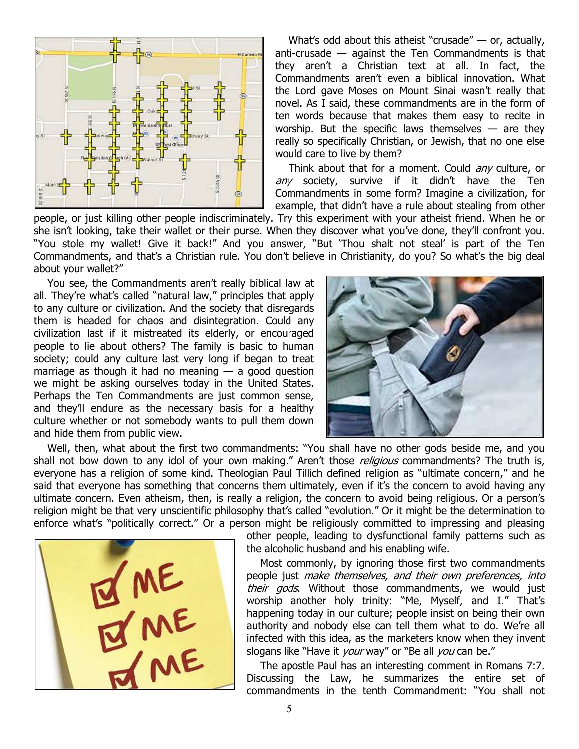What's odd about this atheist "crusade" — or, actually, anti-crusade — against the Ten Commandments is that they aren't a Christian text at all. In fact, the Commandments aren't even a biblical innovation. What the Lord gave Moses on Mount Sinai wasn't really that novel. As I said, these commandments are in the form of ten words because that makes them easy to recite in worship. But the specific laws themselves — are they really so specifically Christian, or Jewish, that no one else would care to live by them?

Think about that for a moment. Could *any* culture, or *any* society, survive if it didn't have the Ten Commandments in some form? Imagine a civilization, for example, that didn't have a rule about stealing from other people, or just killing other people indiscriminately. Try this experiment with your atheist friend. When he or she isn't looking, take their wallet or their purse. When they discover what you've done, they'll confront you. "You stole my wallet! Give it back!" And you answer, "But 'Thou shalt not steal' is part of the Ten Commandments, and that's a Christian rule. You don't believe in Christianity, do you? So what's the big deal about your wallet?"

You see, the Commandments aren't really biblical law at all. They're what's called "natural law," principles that apply to any culture or civilization. And the society that disregards them is headed for chaos and disintegration. Could any civilization last if it mistreated its elderly, or encouraged people to lie about others? The family is basic to human society; could any culture last very long if began to treat marriage as though it had no meaning — a good question we might be asking ourselves today in the United States. Perhaps the Ten Commandments are just common sense, and they'll endure as the necessary basis for a healthy culture whether or not somebody wants to pull them down and hide them from public view.

Well, then, what about the first two commandments: "You shall have no other gods beside me, and you shall not bow down to any idol of your own making." Aren't those *religious* commandments? The truth is, everyone has a religion of some kind. Theologian Paul Tillich defined religion as "ultimate concern," and he said that everyone has something that concerns them ultimately, even if it's the concern to avoid having any ultimate concern. Even atheism, then, is really a religion, the concern to avoid being religious. Or a person's religion might be that very unscientific philosophy that's called "evolution." Or it might be the determination to enforce what's "politically correct." Or a person might be religiously committed to impressing and pleasing other people, leading to dysfunctional family patterns such as the alcoholic husband and his enabling wife.

Most commonly, by ignoring those first two commandments people just *make themselves, and their own preferences, into their gods*. Without those commandments, we would just worship another holy trinity: "Me, Myself, and I." That's happening today in our culture; people insist on being their own authority and nobody else can tell them what to do. We're all infected with this idea, as the marketers know when they invent slogans like "Have it *your* way" or "Be all *you* can be."

The apostle Paul has an interesting comment in Romans 7:7. Discussing the Law, he summarizes the entire set of commandments in the tenth Commandment: "You shall not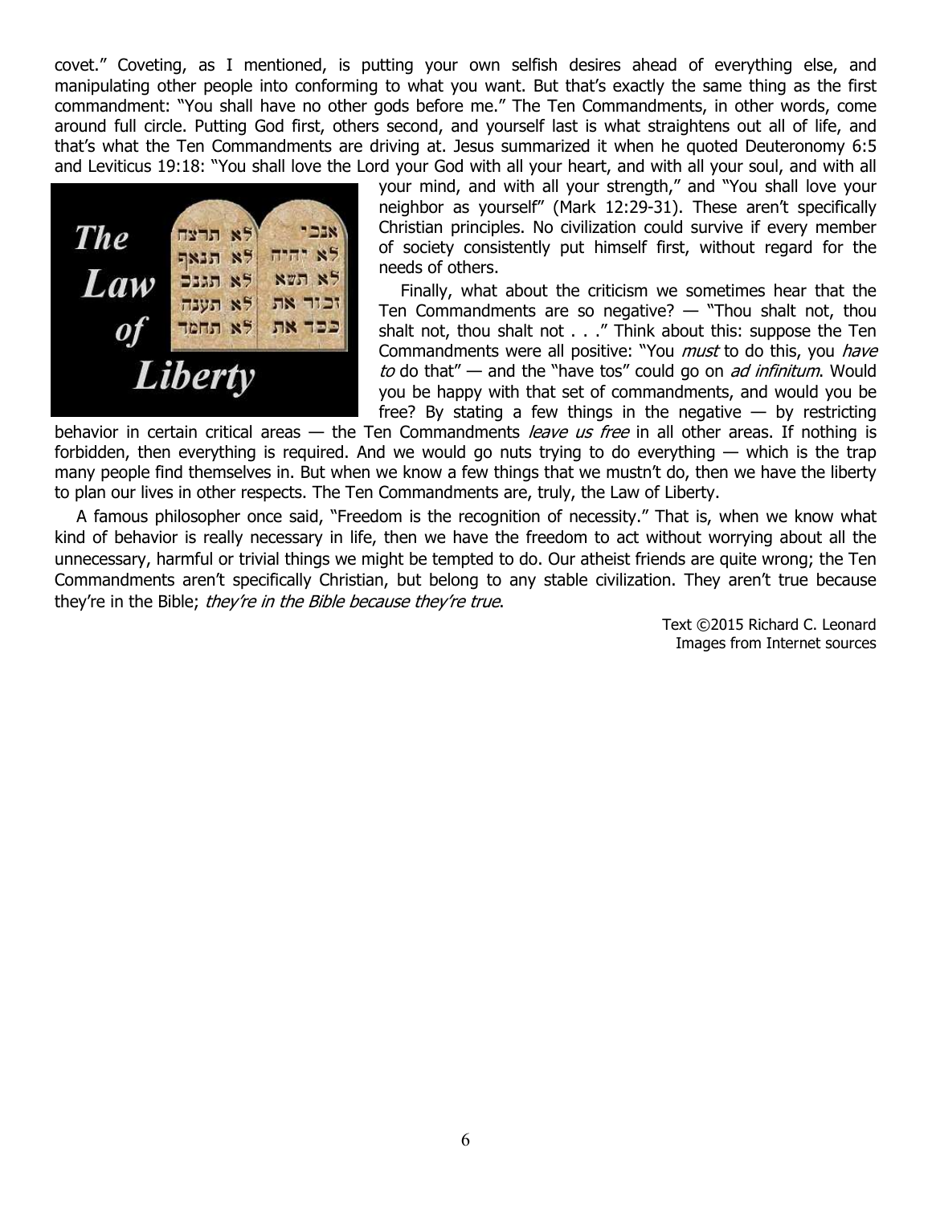covet." Coveting, as I mentioned, is putting your own selfish desires ahead of everything else, and manipulating other people into conforming to what you want. But that's exactly the same thing as the first commandment: "You shall have no other gods before me." The Ten Commandments, in other words, come around full circle. Putting God first, others second, and yourself last is what straightens out all of life, and that's what the Ten Commandments are driving at. Jesus summarized it when he quoted Deuteronomy 6:5 and Leviticus 19:18: "You shall love the Lord your God with all your heart, and with all your soul, and with all your mind, and with all your strength," and "You shall love your neighbor as yourself" (Mark 12:29-31). These aren't specifically Christian principles. No civilization could survive if every member of society consistently put himself first, without regard for the needs of others.

Finally, what about the criticism we sometimes hear that the Ten Commandments are so negative? — "Thou shalt not, thou shalt not, thou shalt not . . ." Think about this: suppose the Ten Commandments were all positive: "You *must* to do this, you *have to* do that" — and the "have tos" could go on *ad infinitum*. Would you be happy with that set of commandments, and would you be free? By stating a few things in the negative — by restricting behavior in certain critical areas — the Ten Commandments *leave us free* in all other areas. If nothing is forbidden, then everything is required. And we would go nuts trying to do everything — which is the trap many people find themselves in. But when we know a few things that we mustn't do, then we have the liberty to plan our lives in other respects. The Ten Commandments are, truly, the Law of Liberty.

A famous philosopher once said, "Freedom is the recognition of necessity." That is, when we know what kind of behavior is really necessary in life, then we have the freedom to act without worrying about all the unnecessary, harmful or trivial things we might be tempted to do. Our atheist friends are quite wrong; the Ten Commandments aren't specifically Christian, but belong to any stable civilization. They aren't true because they're in the Bible; *they're in the Bible because they're true*.

Text ©2015 Richard C. Leonard
Images from Internet sources